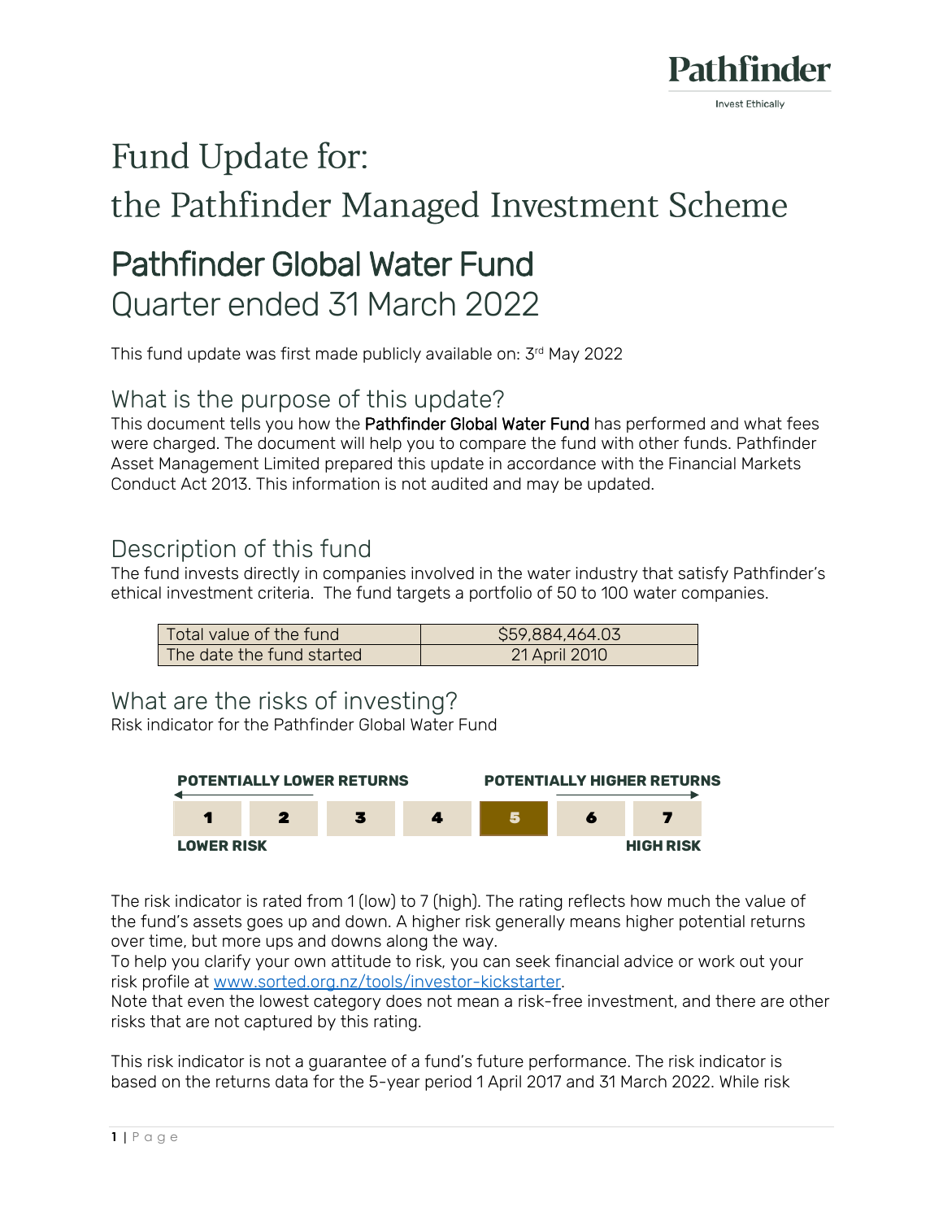Pathfinder

Invest Ethically

# Fund Update for:
# the Pathfinder Managed Investment Scheme

## Pathfinder Global Water Fund
## Quarter ended 31 March 2022

This fund update was first made publicly available on: 3rd May 2022

## What is the purpose of this update?

This document tells you how the **Pathfinder Global Water Fund** has performed and what fees were charged. The document will help you to compare the fund with other funds. Pathfinder Asset Management Limited prepared this update in accordance with the Financial Markets Conduct Act 2013. This information is not audited and may be updated.

## Description of this fund

The fund invests directly in companies involved in the water industry that satisfy Pathfinder's ethical investment criteria. The fund targets a portfolio of 50 to 100 water companies.

| | |
|---|---|
| Total value of the fund | $59,884,464.03 |
| The date the fund started | 21 April 2010 |

## What are the risks of investing?

Risk indicator for the Pathfinder Global Water Fund

**POTENTIALLY LOWER RETURNS** ← → **POTENTIALLY HIGHER RETURNS**

| 1 | 2 | 3 | 4 | **5** | 6 | 7 |
|---|---|---|---|---|---|---|

**LOWER RISK** — **HIGH RISK**

The risk indicator is rated from 1 (low) to 7 (high). The rating reflects how much the value of the fund's assets goes up and down. A higher risk generally means higher potential returns over time, but more ups and downs along the way.
To help you clarify your own attitude to risk, you can seek financial advice or work out your risk profile at [www.sorted.org.nz/tools/investor-kickstarter](www.sorted.org.nz/tools/investor-kickstarter).
Note that even the lowest category does not mean a risk-free investment, and there are other risks that are not captured by this rating.

This risk indicator is not a guarantee of a fund's future performance. The risk indicator is based on the returns data for the 5-year period 1 April 2017 and 31 March 2022. While risk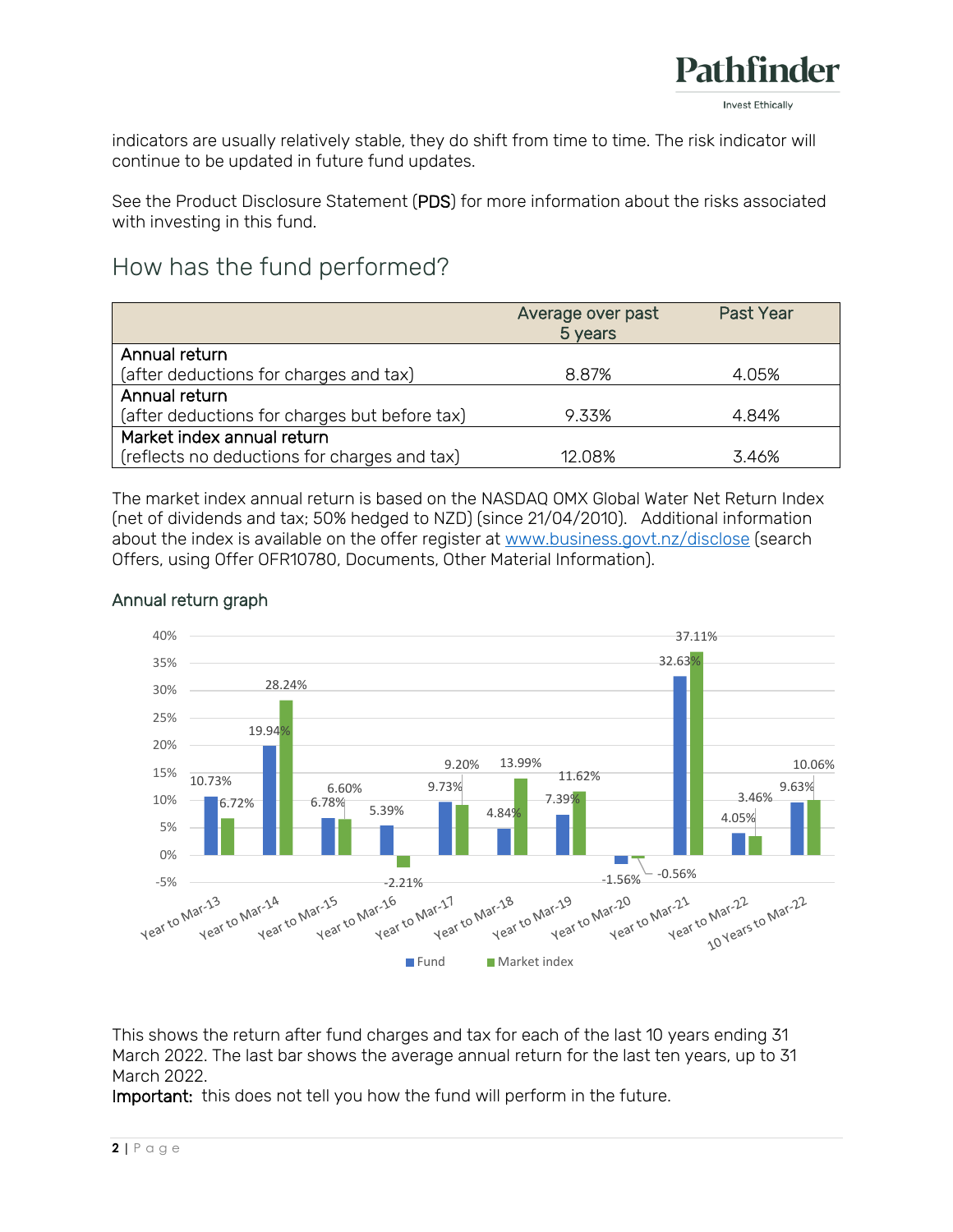indicators are usually relatively stable, they do shift from time to time. The risk indicator will continue to be updated in future fund updates.

See the Product Disclosure Statement (**PDS**) for more information about the risks associated with investing in this fund.

## How has the fund performed?

| | Average over past 5 years | Past Year |
|---|---|---|
| Annual return<br>(after deductions for charges and tax) | 8.87% | 4.05% |
| Annual return<br>(after deductions for charges but before tax) | 9.33% | 4.84% |
| Market index annual return<br>(reflects no deductions for charges and tax) | 12.08% | 3.46% |

The market index annual return is based on the NASDAQ OMX Global Water Net Return Index (net of dividends and tax; 50% hedged to NZD) (since 21/04/2010). Additional information about the index is available on the offer register at www.business.govt.nz/disclose (search Offers, using Offer OFR10780, Documents, Other Material Information).

### Annual return graph

| | Fund | Market index |
|---|---|---|
| Year to Mar-13 | 10.73% | 6.72% |
| Year to Mar-14 | 19.94% | 28.24% |
| Year to Mar-15 | 6.78% | 6.60% |
| Year to Mar-16 | 5.39% | -2.21% |
| Year to Mar-17 | 9.73% | 9.20% |
| Year to Mar-18 | 4.84% | 13.99% |
| Year to Mar-19 | 7.39% | 11.62% |
| Year to Mar-20 | -1.56% | -0.56% |
| Year to Mar-21 | 32.63% | 37.11% |
| Year to Mar-22 | 4.05% | 3.46% |
| 10 Years to Mar-22 | 9.63% | 10.06% |

This shows the return after fund charges and tax for each of the last 10 years ending 31 March 2022. The last bar shows the average annual return for the last ten years, up to 31 March 2022.

**Important:** this does not tell you how the fund will perform in the future.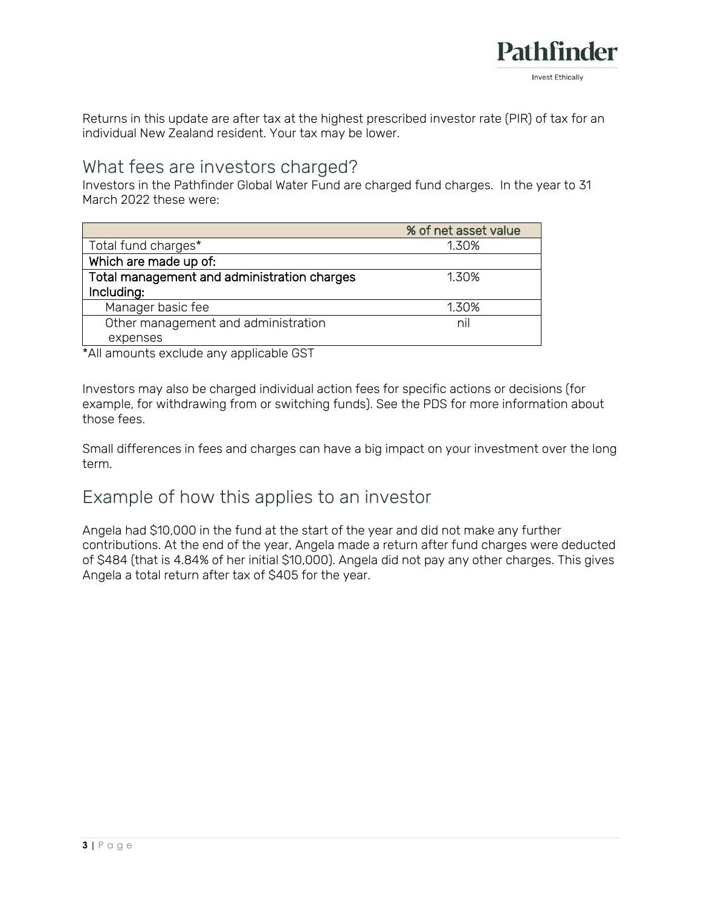Returns in this update are after tax at the highest prescribed investor rate (PIR) of tax for an individual New Zealand resident. Your tax may be lower.

## What fees are investors charged?

Investors in the Pathfinder Global Water Fund are charged fund charges. In the year to 31 March 2022 these were:

| | % of net asset value |
|---|---|
| Total fund charges* | 1.30% |
| **Which are made up of:** | |
| **Total management and administration charges Including:** | 1.30% |
| Manager basic fee | 1.30% |
| Other management and administration expenses | nil |

*All amounts exclude any applicable GST

Investors may also be charged individual action fees for specific actions or decisions (for example, for withdrawing from or switching funds). See the PDS for more information about those fees.

Small differences in fees and charges can have a big impact on your investment over the long term.

## Example of how this applies to an investor

Angela had $10,000 in the fund at the start of the year and did not make any further contributions. At the end of the year, Angela made a return after fund charges were deducted of $484 (that is 4.84% of her initial $10,000). Angela did not pay any other charges. This gives Angela a total return after tax of $405 for the year.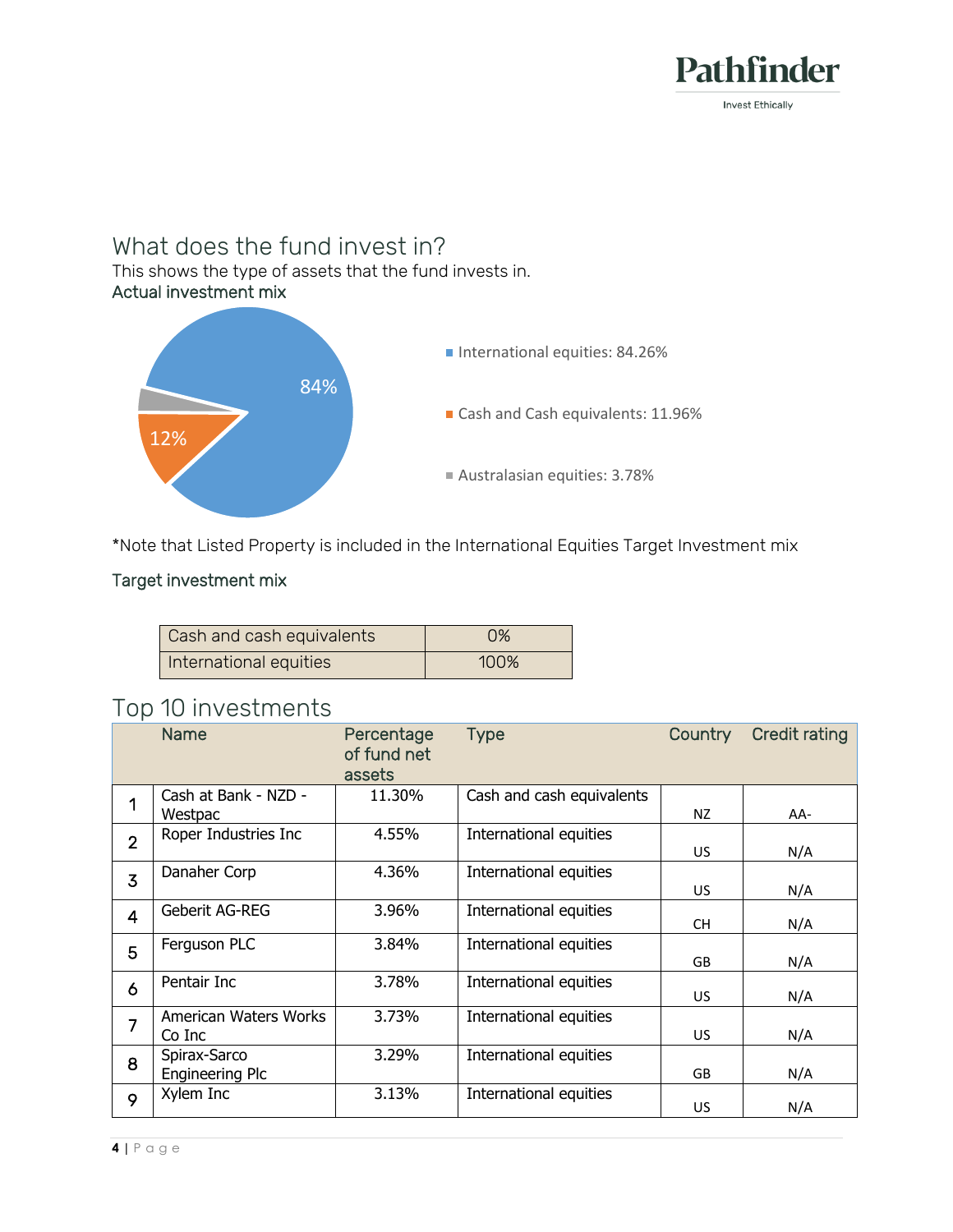## What does the fund invest in?

This shows the type of assets that the fund invests in.

### Actual investment mix

- International equities: 84.26%
- Cash and Cash equivalents: 11.96%
- Australasian equities: 3.78%

*Note that Listed Property is included in the International Equities Target Investment mix

### Target investment mix

| Cash and cash equivalents | 0% |
|---|---|
| International equities | 100% |

## Top 10 investments

| | Name | Percentage of fund net assets | Type | Country | Credit rating |
|---|---|---|---|---|---|
| 1 | Cash at Bank - NZD - Westpac | 11.30% | Cash and cash equivalents | NZ | AA- |
| 2 | Roper Industries Inc | 4.55% | International equities | US | N/A |
| 3 | Danaher Corp | 4.36% | International equities | US | N/A |
| 4 | Geberit AG-REG | 3.96% | International equities | CH | N/A |
| 5 | Ferguson PLC | 3.84% | International equities | GB | N/A |
| 6 | Pentair Inc | 3.78% | International equities | US | N/A |
| 7 | American Waters Works Co Inc | 3.73% | International equities | US | N/A |
| 8 | Spirax-Sarco Engineering Plc | 3.29% | International equities | GB | N/A |
| 9 | Xylem Inc | 3.13% | International equities | US | N/A |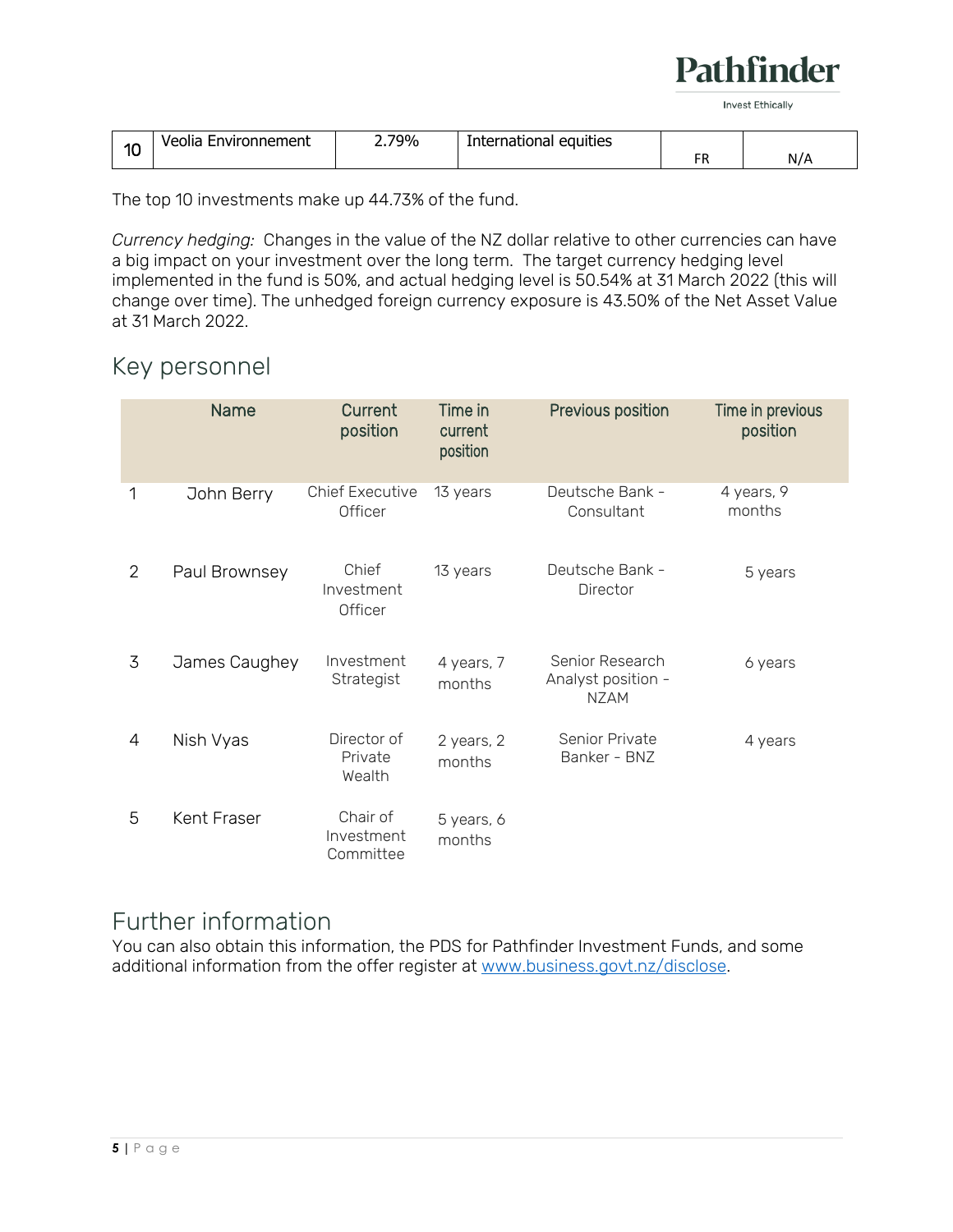| | | | | | |
|---|---|---|---|---|---|
| 10 | Veolia Environnement | 2.79% | International equities | FR | N/A |

The top 10 investments make up 44.73% of the fund.

*Currency hedging:* Changes in the value of the NZ dollar relative to other currencies can have a big impact on your investment over the long term. The target currency hedging level implemented in the fund is 50%, and actual hedging level is 50.54% at 31 March 2022 (this will change over time). The unhedged foreign currency exposure is 43.50% of the Net Asset Value at 31 March 2022.

## Key personnel

| | Name | Current position | Time in current position | Previous position | Time in previous position |
|---|---|---|---|---|---|
| 1 | John Berry | Chief Executive Officer | 13 years | Deutsche Bank - Consultant | 4 years, 9 months |
| 2 | Paul Brownsey | Chief Investment Officer | 13 years | Deutsche Bank - Director | 5 years |
| 3 | James Caughey | Investment Strategist | 4 years, 7 months | Senior Research Analyst position - NZAM | 6 years |
| 4 | Nish Vyas | Director of Private Wealth | 2 years, 2 months | Senior Private Banker - BNZ | 4 years |
| 5 | Kent Fraser | Chair of Investment Committee | 5 years, 6 months | | |

## Further information

You can also obtain this information, the PDS for Pathfinder Investment Funds, and some additional information from the offer register at [www.business.govt.nz/disclose](http://www.business.govt.nz/disclose).